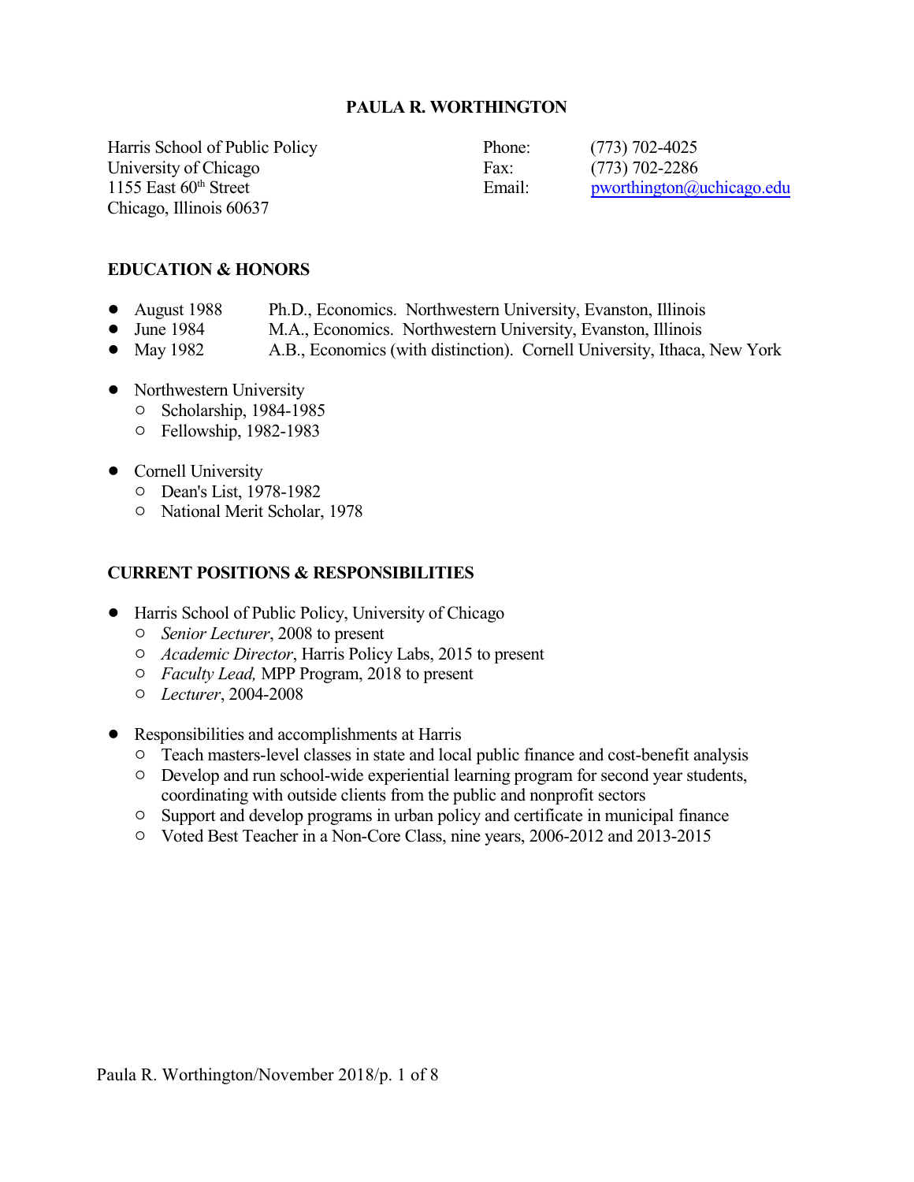# PAULA R. WORTHINGTON

Harris School of Public Policy
University of Chicago
1155 East 60th Street
Chicago, Illinois 60637

Phone: (773) 702-4025
Fax: (773) 702-2286
Email: pworthington@uchicago.edu

## EDUCATION & HONORS

- August 1988 — Ph.D., Economics. Northwestern University, Evanston, Illinois
- June 1984 — M.A., Economics. Northwestern University, Evanston, Illinois
- May 1982 — A.B., Economics (with distinction). Cornell University, Ithaca, New York

- Northwestern University
  - Scholarship, 1984-1985
  - Fellowship, 1982-1983

- Cornell University
  - Dean's List, 1978-1982
  - National Merit Scholar, 1978

## CURRENT POSITIONS & RESPONSIBILITIES

- Harris School of Public Policy, University of Chicago
  - *Senior Lecturer*, 2008 to present
  - *Academic Director*, Harris Policy Labs, 2015 to present
  - *Faculty Lead,* MPP Program, 2018 to present
  - *Lecturer*, 2004-2008

- Responsibilities and accomplishments at Harris
  - Teach masters-level classes in state and local public finance and cost-benefit analysis
  - Develop and run school-wide experiential learning program for second year students, coordinating with outside clients from the public and nonprofit sectors
  - Support and develop programs in urban policy and certificate in municipal finance
  - Voted Best Teacher in a Non-Core Class, nine years, 2006-2012 and 2013-2015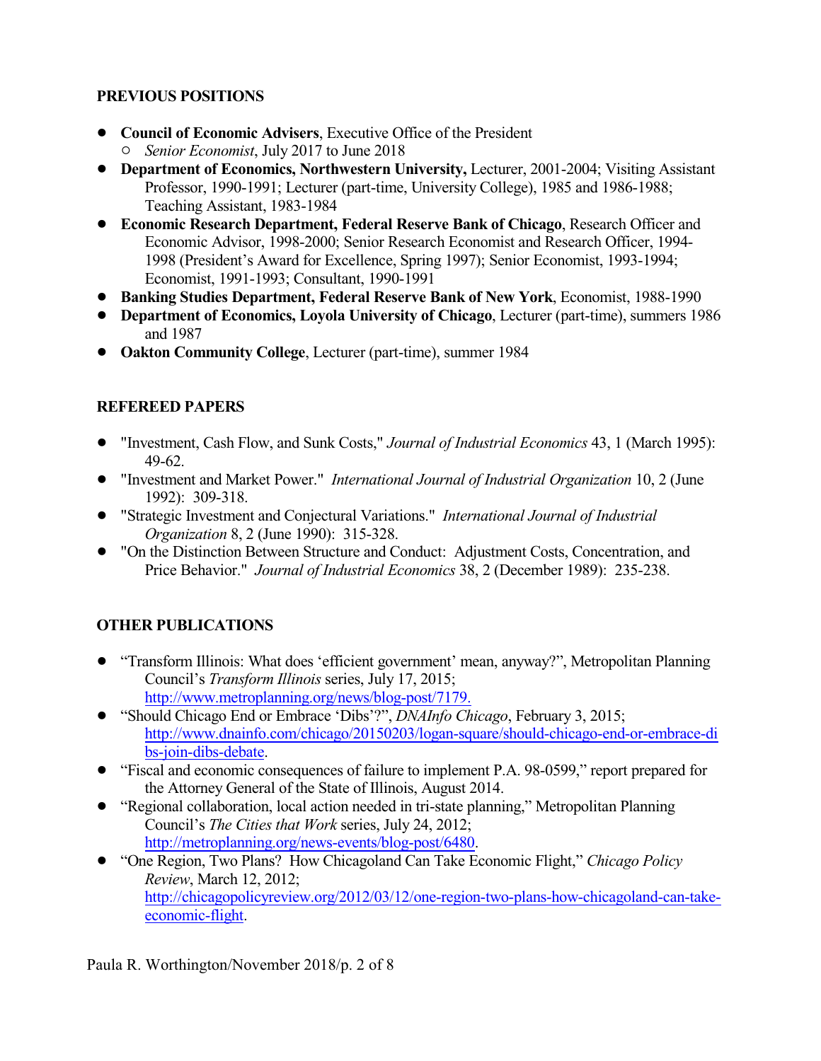## PREVIOUS POSITIONS

- **Council of Economic Advisers**, Executive Office of the President
  - *Senior Economist*, July 2017 to June 2018
- **Department of Economics, Northwestern University,** Lecturer, 2001-2004; Visiting Assistant Professor, 1990-1991; Lecturer (part-time, University College), 1985 and 1986-1988; Teaching Assistant, 1983-1984
- **Economic Research Department, Federal Reserve Bank of Chicago**, Research Officer and Economic Advisor, 1998-2000; Senior Research Economist and Research Officer, 1994-1998 (President's Award for Excellence, Spring 1997); Senior Economist, 1993-1994; Economist, 1991-1993; Consultant, 1990-1991
- **Banking Studies Department, Federal Reserve Bank of New York**, Economist, 1988-1990
- **Department of Economics, Loyola University of Chicago**, Lecturer (part-time), summers 1986 and 1987
- **Oakton Community College**, Lecturer (part-time), summer 1984

## REFEREED PAPERS

- "Investment, Cash Flow, and Sunk Costs," *Journal of Industrial Economics* 43, 1 (March 1995): 49-62.
- "Investment and Market Power." *International Journal of Industrial Organization* 10, 2 (June 1992): 309-318.
- "Strategic Investment and Conjectural Variations." *International Journal of Industrial Organization* 8, 2 (June 1990): 315-328.
- "On the Distinction Between Structure and Conduct: Adjustment Costs, Concentration, and Price Behavior." *Journal of Industrial Economics* 38, 2 (December 1989): 235-238.

## OTHER PUBLICATIONS

- "Transform Illinois: What does 'efficient government' mean, anyway?", Metropolitan Planning Council's *Transform Illinois* series, July 17, 2015; http://www.metroplanning.org/news/blog-post/7179.
- "Should Chicago End or Embrace 'Dibs'?", *DNAInfo Chicago*, February 3, 2015; http://www.dnainfo.com/chicago/20150203/logan-square/should-chicago-end-or-embrace-dibs-join-dibs-debate.
- "Fiscal and economic consequences of failure to implement P.A. 98-0599," report prepared for the Attorney General of the State of Illinois, August 2014.
- "Regional collaboration, local action needed in tri-state planning," Metropolitan Planning Council's *The Cities that Work* series, July 24, 2012; http://metroplanning.org/news-events/blog-post/6480.
- "One Region, Two Plans? How Chicagoland Can Take Economic Flight," *Chicago Policy Review*, March 12, 2012; http://chicagopolicyreview.org/2012/03/12/one-region-two-plans-how-chicagoland-can-take-economic-flight.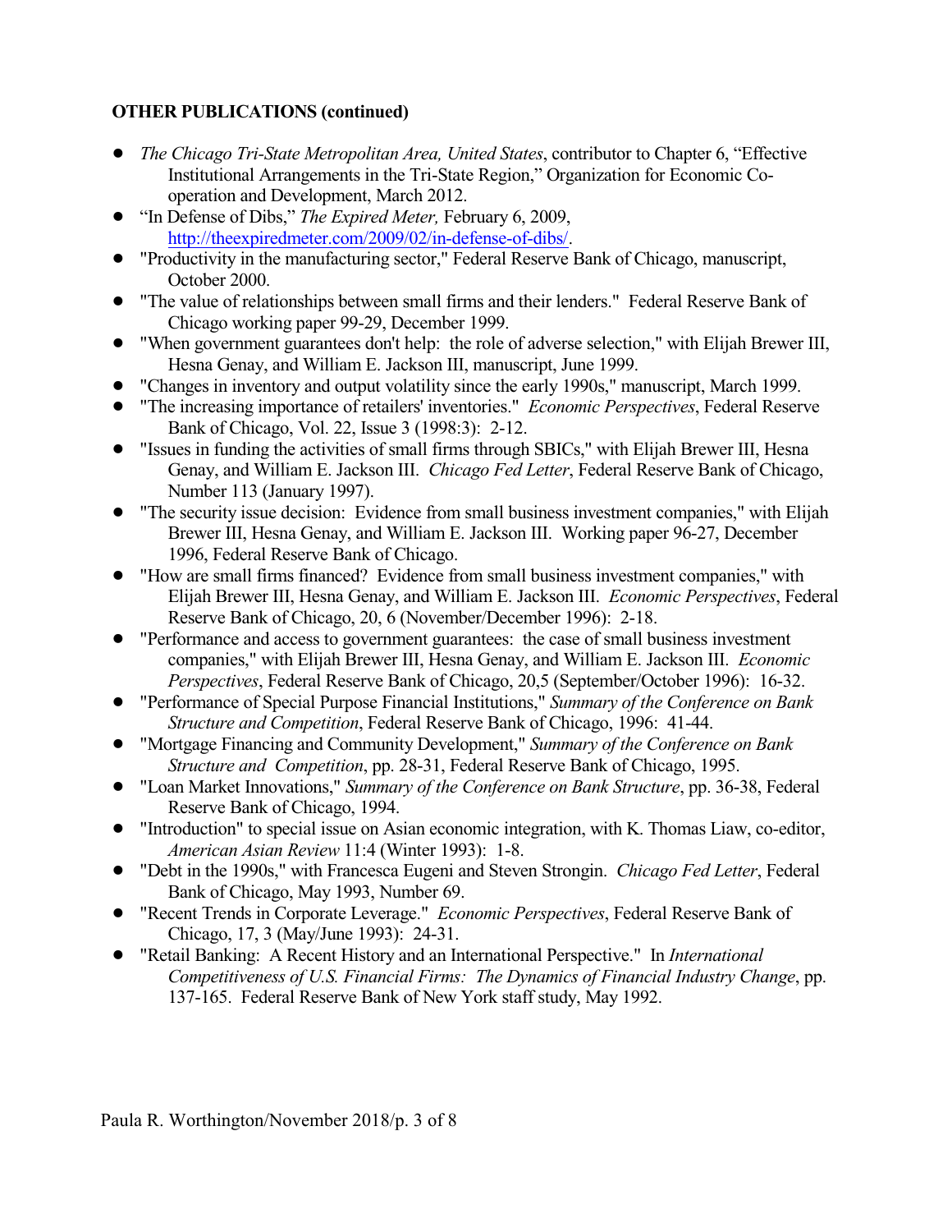**OTHER PUBLICATIONS (continued)**

- *The Chicago Tri-State Metropolitan Area, United States*, contributor to Chapter 6, "Effective Institutional Arrangements in the Tri-State Region," Organization for Economic Co-operation and Development, March 2012.
- "In Defense of Dibs," *The Expired Meter,* February 6, 2009, http://theexpiredmeter.com/2009/02/in-defense-of-dibs/.
- "Productivity in the manufacturing sector," Federal Reserve Bank of Chicago, manuscript, October 2000.
- "The value of relationships between small firms and their lenders." Federal Reserve Bank of Chicago working paper 99-29, December 1999.
- "When government guarantees don't help: the role of adverse selection," with Elijah Brewer III, Hesna Genay, and William E. Jackson III, manuscript, June 1999.
- "Changes in inventory and output volatility since the early 1990s," manuscript, March 1999.
- "The increasing importance of retailers' inventories." *Economic Perspectives*, Federal Reserve Bank of Chicago, Vol. 22, Issue 3 (1998:3): 2-12.
- "Issues in funding the activities of small firms through SBICs," with Elijah Brewer III, Hesna Genay, and William E. Jackson III. *Chicago Fed Letter*, Federal Reserve Bank of Chicago, Number 113 (January 1997).
- "The security issue decision: Evidence from small business investment companies," with Elijah Brewer III, Hesna Genay, and William E. Jackson III. Working paper 96-27, December 1996, Federal Reserve Bank of Chicago.
- "How are small firms financed? Evidence from small business investment companies," with Elijah Brewer III, Hesna Genay, and William E. Jackson III. *Economic Perspectives*, Federal Reserve Bank of Chicago, 20, 6 (November/December 1996): 2-18.
- "Performance and access to government guarantees: the case of small business investment companies," with Elijah Brewer III, Hesna Genay, and William E. Jackson III. *Economic Perspectives*, Federal Reserve Bank of Chicago, 20,5 (September/October 1996): 16-32.
- "Performance of Special Purpose Financial Institutions," *Summary of the Conference on Bank Structure and Competition*, Federal Reserve Bank of Chicago, 1996: 41-44.
- "Mortgage Financing and Community Development," *Summary of the Conference on Bank Structure and Competition*, pp. 28-31, Federal Reserve Bank of Chicago, 1995.
- "Loan Market Innovations," *Summary of the Conference on Bank Structure*, pp. 36-38, Federal Reserve Bank of Chicago, 1994.
- "Introduction" to special issue on Asian economic integration, with K. Thomas Liaw, co-editor, *American Asian Review* 11:4 (Winter 1993): 1-8.
- "Debt in the 1990s," with Francesca Eugeni and Steven Strongin. *Chicago Fed Letter*, Federal Bank of Chicago, May 1993, Number 69.
- "Recent Trends in Corporate Leverage." *Economic Perspectives*, Federal Reserve Bank of Chicago, 17, 3 (May/June 1993): 24-31.
- "Retail Banking: A Recent History and an International Perspective." In *International Competitiveness of U.S. Financial Firms: The Dynamics of Financial Industry Change*, pp. 137-165. Federal Reserve Bank of New York staff study, May 1992.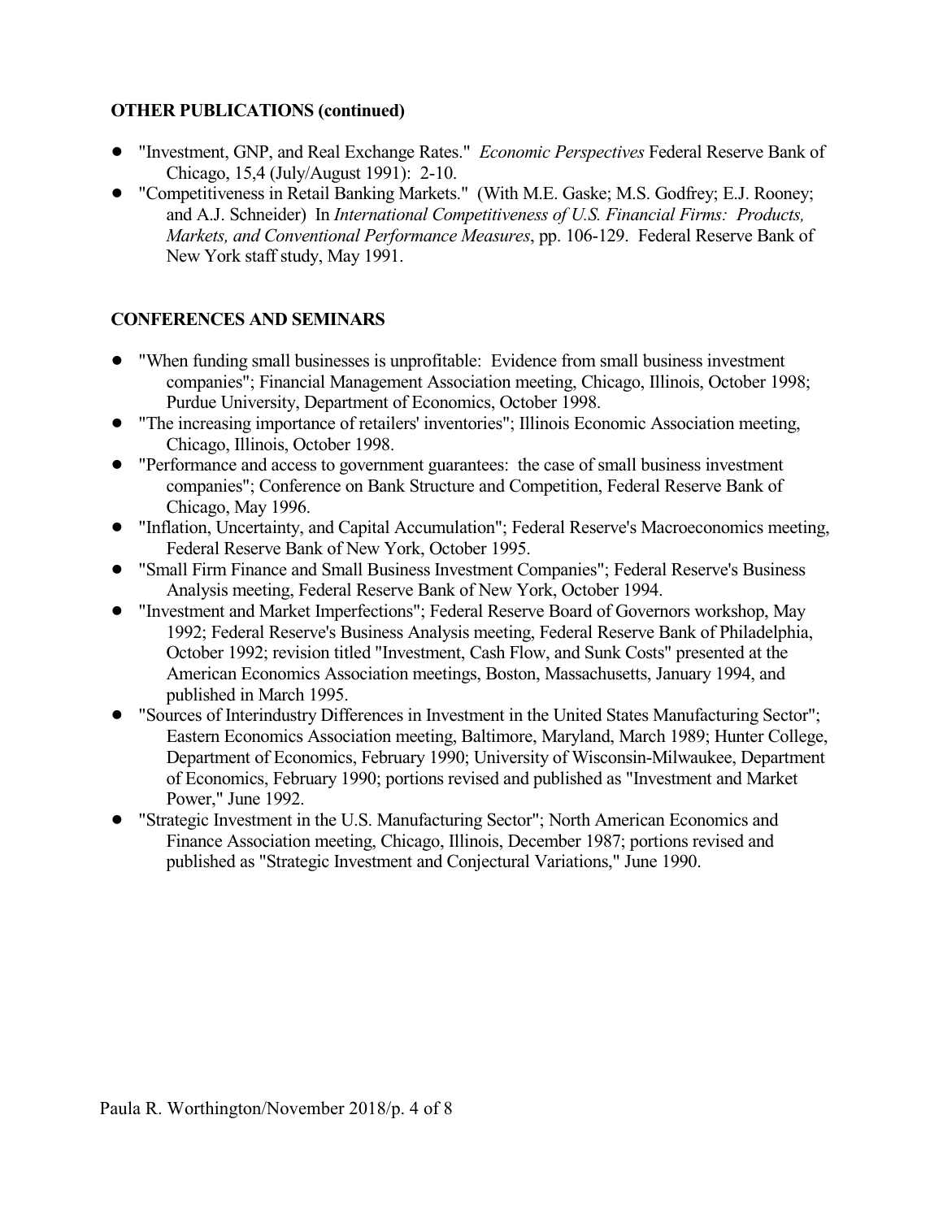**OTHER PUBLICATIONS (continued)**

- "Investment, GNP, and Real Exchange Rates." *Economic Perspectives* Federal Reserve Bank of Chicago, 15,4 (July/August 1991): 2-10.
- "Competitiveness in Retail Banking Markets." (With M.E. Gaske; M.S. Godfrey; E.J. Rooney; and A.J. Schneider) In *International Competitiveness of U.S. Financial Firms: Products, Markets, and Conventional Performance Measures*, pp. 106-129. Federal Reserve Bank of New York staff study, May 1991.

**CONFERENCES AND SEMINARS**

- "When funding small businesses is unprofitable: Evidence from small business investment companies"; Financial Management Association meeting, Chicago, Illinois, October 1998; Purdue University, Department of Economics, October 1998.
- "The increasing importance of retailers' inventories"; Illinois Economic Association meeting, Chicago, Illinois, October 1998.
- "Performance and access to government guarantees: the case of small business investment companies"; Conference on Bank Structure and Competition, Federal Reserve Bank of Chicago, May 1996.
- "Inflation, Uncertainty, and Capital Accumulation"; Federal Reserve's Macroeconomics meeting, Federal Reserve Bank of New York, October 1995.
- "Small Firm Finance and Small Business Investment Companies"; Federal Reserve's Business Analysis meeting, Federal Reserve Bank of New York, October 1994.
- "Investment and Market Imperfections"; Federal Reserve Board of Governors workshop, May 1992; Federal Reserve's Business Analysis meeting, Federal Reserve Bank of Philadelphia, October 1992; revision titled "Investment, Cash Flow, and Sunk Costs" presented at the American Economics Association meetings, Boston, Massachusetts, January 1994, and published in March 1995.
- "Sources of Interindustry Differences in Investment in the United States Manufacturing Sector"; Eastern Economics Association meeting, Baltimore, Maryland, March 1989; Hunter College, Department of Economics, February 1990; University of Wisconsin-Milwaukee, Department of Economics, February 1990; portions revised and published as "Investment and Market Power," June 1992.
- "Strategic Investment in the U.S. Manufacturing Sector"; North American Economics and Finance Association meeting, Chicago, Illinois, December 1987; portions revised and published as "Strategic Investment and Conjectural Variations," June 1990.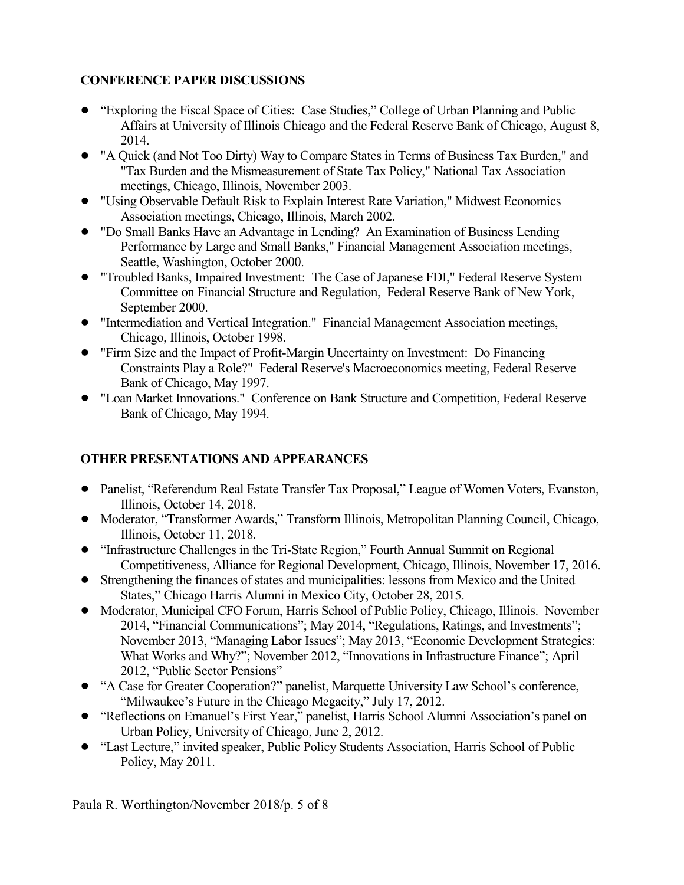### CONFERENCE PAPER DISCUSSIONS

- "Exploring the Fiscal Space of Cities: Case Studies," College of Urban Planning and Public Affairs at University of Illinois Chicago and the Federal Reserve Bank of Chicago, August 8, 2014.
- "A Quick (and Not Too Dirty) Way to Compare States in Terms of Business Tax Burden," and "Tax Burden and the Mismeasurement of State Tax Policy," National Tax Association meetings, Chicago, Illinois, November 2003.
- "Using Observable Default Risk to Explain Interest Rate Variation," Midwest Economics Association meetings, Chicago, Illinois, March 2002.
- "Do Small Banks Have an Advantage in Lending? An Examination of Business Lending Performance by Large and Small Banks," Financial Management Association meetings, Seattle, Washington, October 2000.
- "Troubled Banks, Impaired Investment: The Case of Japanese FDI," Federal Reserve System Committee on Financial Structure and Regulation, Federal Reserve Bank of New York, September 2000.
- "Intermediation and Vertical Integration." Financial Management Association meetings, Chicago, Illinois, October 1998.
- "Firm Size and the Impact of Profit-Margin Uncertainty on Investment: Do Financing Constraints Play a Role?" Federal Reserve's Macroeconomics meeting, Federal Reserve Bank of Chicago, May 1997.
- "Loan Market Innovations." Conference on Bank Structure and Competition, Federal Reserve Bank of Chicago, May 1994.

### OTHER PRESENTATIONS AND APPEARANCES

- Panelist, "Referendum Real Estate Transfer Tax Proposal," League of Women Voters, Evanston, Illinois, October 14, 2018.
- Moderator, "Transformer Awards," Transform Illinois, Metropolitan Planning Council, Chicago, Illinois, October 11, 2018.
- "Infrastructure Challenges in the Tri-State Region," Fourth Annual Summit on Regional Competitiveness, Alliance for Regional Development, Chicago, Illinois, November 17, 2016.
- Strengthening the finances of states and municipalities: lessons from Mexico and the United States," Chicago Harris Alumni in Mexico City, October 28, 2015.
- Moderator, Municipal CFO Forum, Harris School of Public Policy, Chicago, Illinois. November 2014, "Financial Communications"; May 2014, "Regulations, Ratings, and Investments"; November 2013, "Managing Labor Issues"; May 2013, "Economic Development Strategies: What Works and Why?"; November 2012, "Innovations in Infrastructure Finance"; April 2012, "Public Sector Pensions"
- "A Case for Greater Cooperation?" panelist, Marquette University Law School's conference, "Milwaukee's Future in the Chicago Megacity," July 17, 2012.
- "Reflections on Emanuel's First Year," panelist, Harris School Alumni Association's panel on Urban Policy, University of Chicago, June 2, 2012.
- "Last Lecture," invited speaker, Public Policy Students Association, Harris School of Public Policy, May 2011.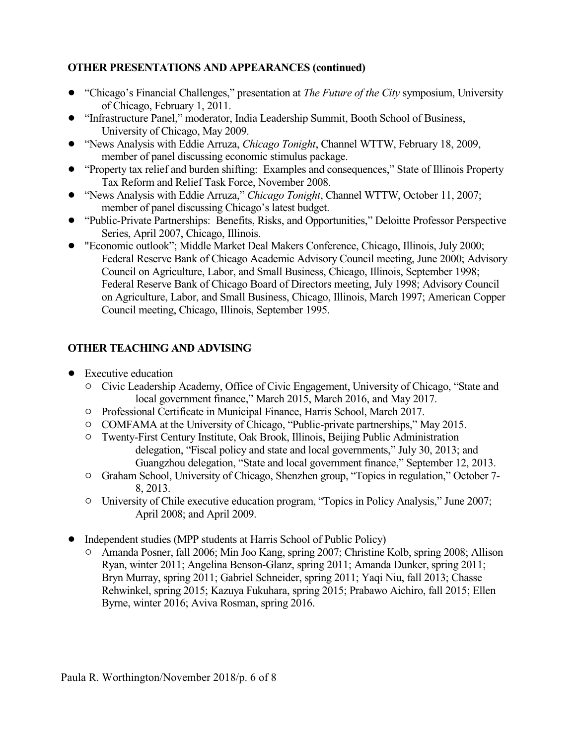**OTHER PRESENTATIONS AND APPEARANCES (continued)**

- "Chicago's Financial Challenges," presentation at *The Future of the City* symposium, University of Chicago, February 1, 2011.
- "Infrastructure Panel," moderator, India Leadership Summit, Booth School of Business, University of Chicago, May 2009.
- "News Analysis with Eddie Arruza, *Chicago Tonight*, Channel WTTW, February 18, 2009, member of panel discussing economic stimulus package.
- "Property tax relief and burden shifting: Examples and consequences," State of Illinois Property Tax Reform and Relief Task Force, November 2008.
- "News Analysis with Eddie Arruza," *Chicago Tonight*, Channel WTTW, October 11, 2007; member of panel discussing Chicago's latest budget.
- "Public-Private Partnerships: Benefits, Risks, and Opportunities," Deloitte Professor Perspective Series, April 2007, Chicago, Illinois.
- "Economic outlook"; Middle Market Deal Makers Conference, Chicago, Illinois, July 2000; Federal Reserve Bank of Chicago Academic Advisory Council meeting, June 2000; Advisory Council on Agriculture, Labor, and Small Business, Chicago, Illinois, September 1998; Federal Reserve Bank of Chicago Board of Directors meeting, July 1998; Advisory Council on Agriculture, Labor, and Small Business, Chicago, Illinois, March 1997; American Copper Council meeting, Chicago, Illinois, September 1995.

**OTHER TEACHING AND ADVISING**

- Executive education
  - Civic Leadership Academy, Office of Civic Engagement, University of Chicago, "State and local government finance," March 2015, March 2016, and May 2017.
  - Professional Certificate in Municipal Finance, Harris School, March 2017.
  - COMFAMA at the University of Chicago, "Public-private partnerships," May 2015.
  - Twenty-First Century Institute, Oak Brook, Illinois, Beijing Public Administration delegation, "Fiscal policy and state and local governments," July 30, 2013; and Guangzhou delegation, "State and local government finance," September 12, 2013.
  - Graham School, University of Chicago, Shenzhen group, "Topics in regulation," October 7-8, 2013.
  - University of Chile executive education program, "Topics in Policy Analysis," June 2007; April 2008; and April 2009.

- Independent studies (MPP students at Harris School of Public Policy)
  - Amanda Posner, fall 2006; Min Joo Kang, spring 2007; Christine Kolb, spring 2008; Allison Ryan, winter 2011; Angelina Benson-Glanz, spring 2011; Amanda Dunker, spring 2011; Bryn Murray, spring 2011; Gabriel Schneider, spring 2011; Yaqi Niu, fall 2013; Chasse Rehwinkel, spring 2015; Kazuya Fukuhara, spring 2015; Prabawo Aichiro, fall 2015; Ellen Byrne, winter 2016; Aviva Rosman, spring 2016.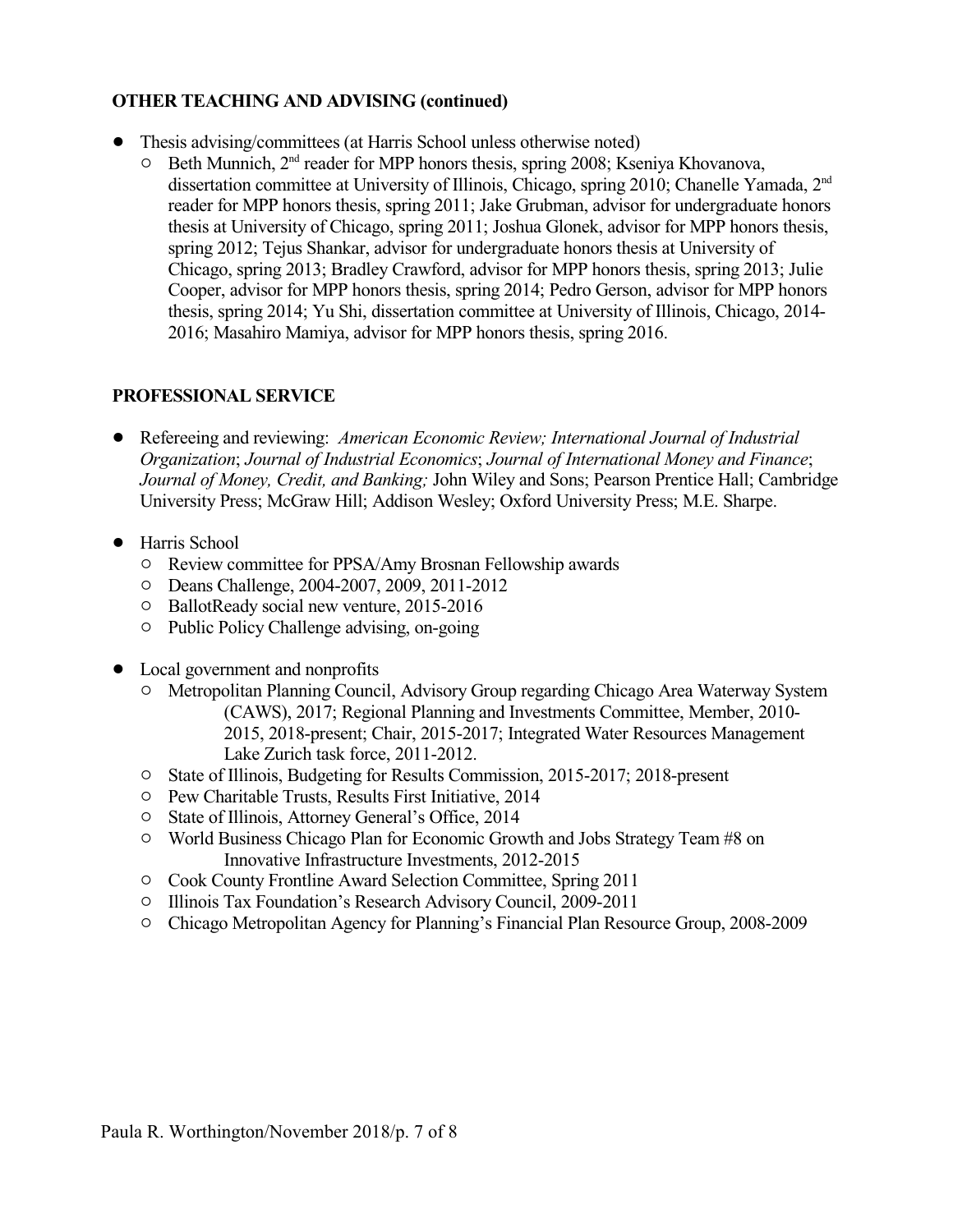**OTHER TEACHING AND ADVISING (continued)**

- Thesis advising/committees (at Harris School unless otherwise noted)
  - Beth Munnich, 2nd reader for MPP honors thesis, spring 2008; Kseniya Khovanova, dissertation committee at University of Illinois, Chicago, spring 2010; Chanelle Yamada, 2nd reader for MPP honors thesis, spring 2011; Jake Grubman, advisor for undergraduate honors thesis at University of Chicago, spring 2011; Joshua Glonek, advisor for MPP honors thesis, spring 2012; Tejus Shankar, advisor for undergraduate honors thesis at University of Chicago, spring 2013; Bradley Crawford, advisor for MPP honors thesis, spring 2013; Julie Cooper, advisor for MPP honors thesis, spring 2014; Pedro Gerson, advisor for MPP honors thesis, spring 2014; Yu Shi, dissertation committee at University of Illinois, Chicago, 2014-2016; Masahiro Mamiya, advisor for MPP honors thesis, spring 2016.

**PROFESSIONAL SERVICE**

- Refereeing and reviewing: *American Economic Review; International Journal of Industrial Organization*; *Journal of Industrial Economics*; *Journal of International Money and Finance*; *Journal of Money, Credit, and Banking;* John Wiley and Sons; Pearson Prentice Hall; Cambridge University Press; McGraw Hill; Addison Wesley; Oxford University Press; M.E. Sharpe.

- Harris School
  - Review committee for PPSA/Amy Brosnan Fellowship awards
  - Deans Challenge, 2004-2007, 2009, 2011-2012
  - BallotReady social new venture, 2015-2016
  - Public Policy Challenge advising, on-going

- Local government and nonprofits
  - Metropolitan Planning Council, Advisory Group regarding Chicago Area Waterway System (CAWS), 2017; Regional Planning and Investments Committee, Member, 2010-2015, 2018-present; Chair, 2015-2017; Integrated Water Resources Management Lake Zurich task force, 2011-2012.
  - State of Illinois, Budgeting for Results Commission, 2015-2017; 2018-present
  - Pew Charitable Trusts, Results First Initiative, 2014
  - State of Illinois, Attorney General's Office, 2014
  - World Business Chicago Plan for Economic Growth and Jobs Strategy Team #8 on Innovative Infrastructure Investments, 2012-2015
  - Cook County Frontline Award Selection Committee, Spring 2011
  - Illinois Tax Foundation's Research Advisory Council, 2009-2011
  - Chicago Metropolitan Agency for Planning's Financial Plan Resource Group, 2008-2009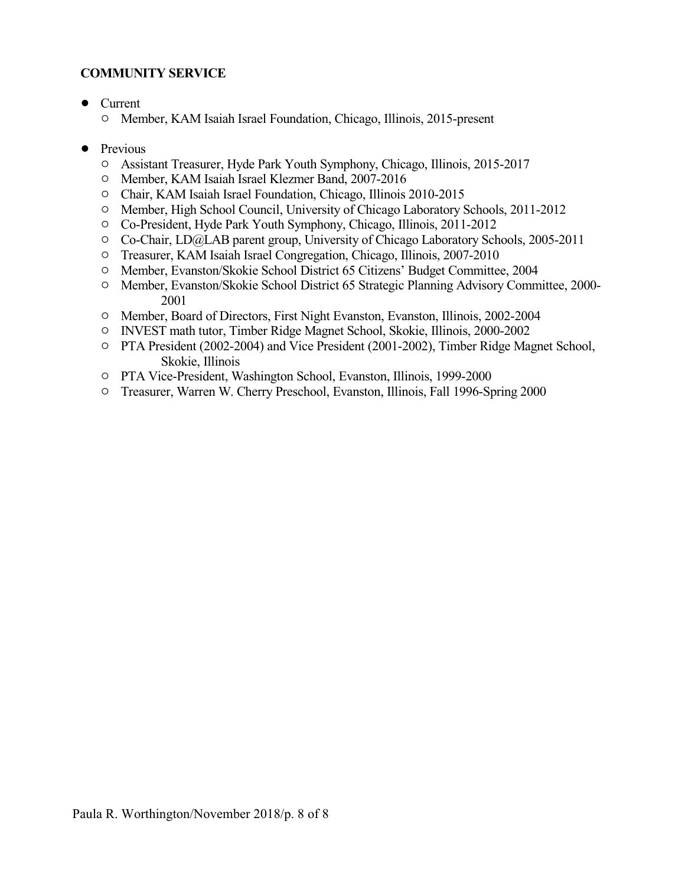**COMMUNITY SERVICE**

- Current
  - Member, KAM Isaiah Israel Foundation, Chicago, Illinois, 2015-present

- Previous
  - Assistant Treasurer, Hyde Park Youth Symphony, Chicago, Illinois, 2015-2017
  - Member, KAM Isaiah Israel Klezmer Band, 2007-2016
  - Chair, KAM Isaiah Israel Foundation, Chicago, Illinois 2010-2015
  - Member, High School Council, University of Chicago Laboratory Schools, 2011-2012
  - Co-President, Hyde Park Youth Symphony, Chicago, Illinois, 2011-2012
  - Co-Chair, LD@LAB parent group, University of Chicago Laboratory Schools, 2005-2011
  - Treasurer, KAM Isaiah Israel Congregation, Chicago, Illinois, 2007-2010
  - Member, Evanston/Skokie School District 65 Citizens' Budget Committee, 2004
  - Member, Evanston/Skokie School District 65 Strategic Planning Advisory Committee, 2000-2001
  - Member, Board of Directors, First Night Evanston, Evanston, Illinois, 2002-2004
  - INVEST math tutor, Timber Ridge Magnet School, Skokie, Illinois, 2000-2002
  - PTA President (2002-2004) and Vice President (2001-2002), Timber Ridge Magnet School, Skokie, Illinois
  - PTA Vice-President, Washington School, Evanston, Illinois, 1999-2000
  - Treasurer, Warren W. Cherry Preschool, Evanston, Illinois, Fall 1996-Spring 2000